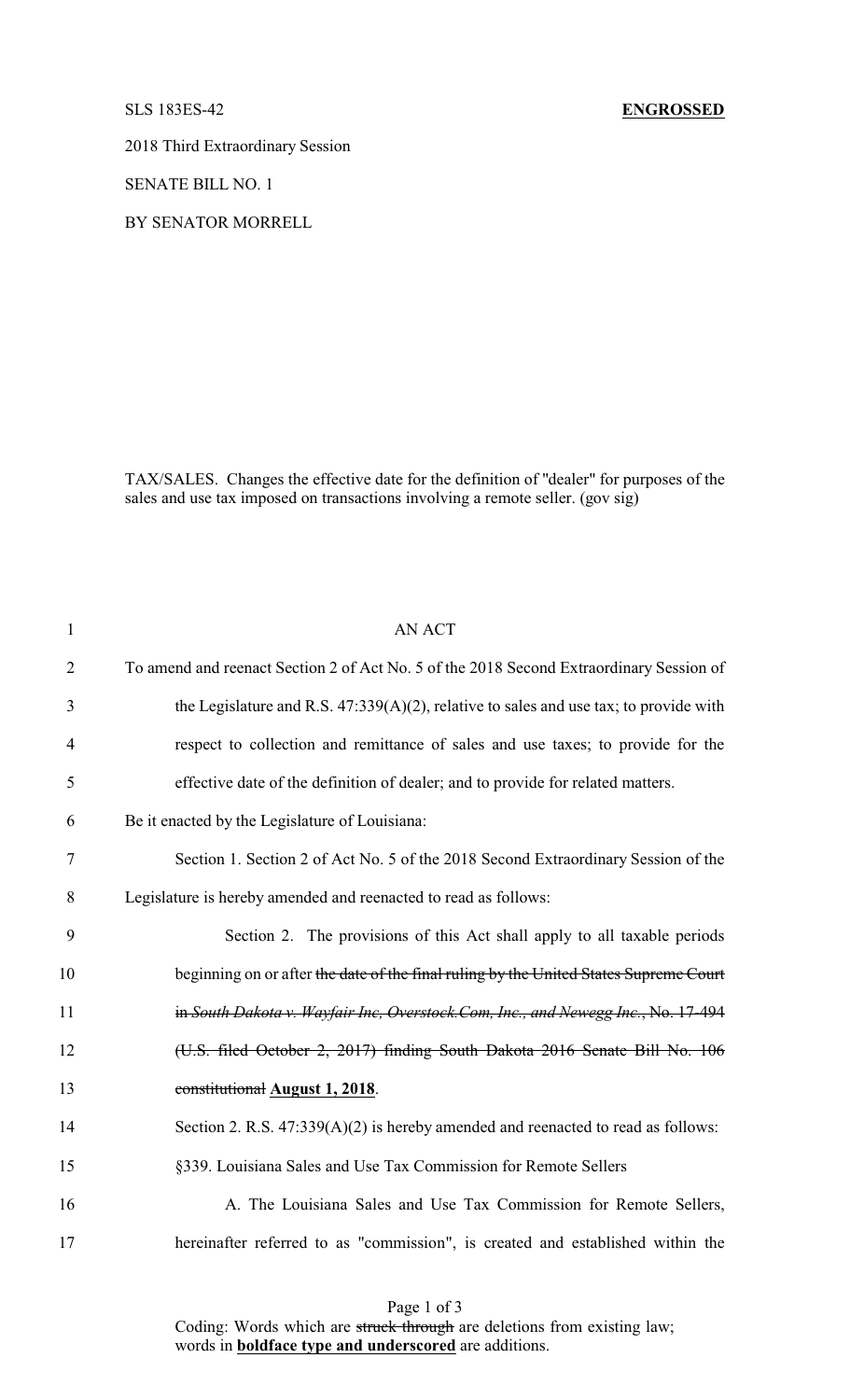SLS 183ES-42 **ENGROSSED**

2018 Third Extraordinary Session

SENATE BILL NO. 1

BY SENATOR MORRELL

TAX/SALES. Changes the effective date for the definition of "dealer" for purposes of the sales and use tax imposed on transactions involving a remote seller. (gov sig)

1 AN ACT

2 To amend and reenact Section 2 of Act No. 5 of the 2018 Second Extraordinary Session of

3 the Legislature and R.S. 47:339(A)(2), relative to sales and use tax; to provide with

4 respect to collection and remittance of sales and use taxes; to provide for the

5 effective date of the definition of dealer; and to provide for related matters.

6 Be it enacted by the Legislature of Louisiana:

7 Section 1. Section 2 of Act No. 5 of the 2018 Second Extraordinary Session of the

8 Legislature is hereby amended and reenacted to read as follows:

9 Section 2. The provisions of this Act shall apply to all taxable periods

10 beginning on or after ~~the date of the final ruling by the United States Supreme Court~~

11 ~~in *South Dakota v. Wayfair Inc, Overstock.Com, Inc., and Newegg Inc.*, No. 17-494~~

12 ~~(U.S. filed October 2, 2017) finding South Dakota 2016 Senate Bill No. 106~~

13 ~~constitutional~~ **<u>August 1, 2018</u>**.

14 Section 2. R.S. 47:339(A)(2) is hereby amended and reenacted to read as follows:

15 §339. Louisiana Sales and Use Tax Commission for Remote Sellers

16 A. The Louisiana Sales and Use Tax Commission for Remote Sellers,

17 hereinafter referred to as "commission", is created and established within the

Coding: Words which are ~~struck through~~ are deletions from existing law; words in **<u>boldface type and underscored</u>** are additions.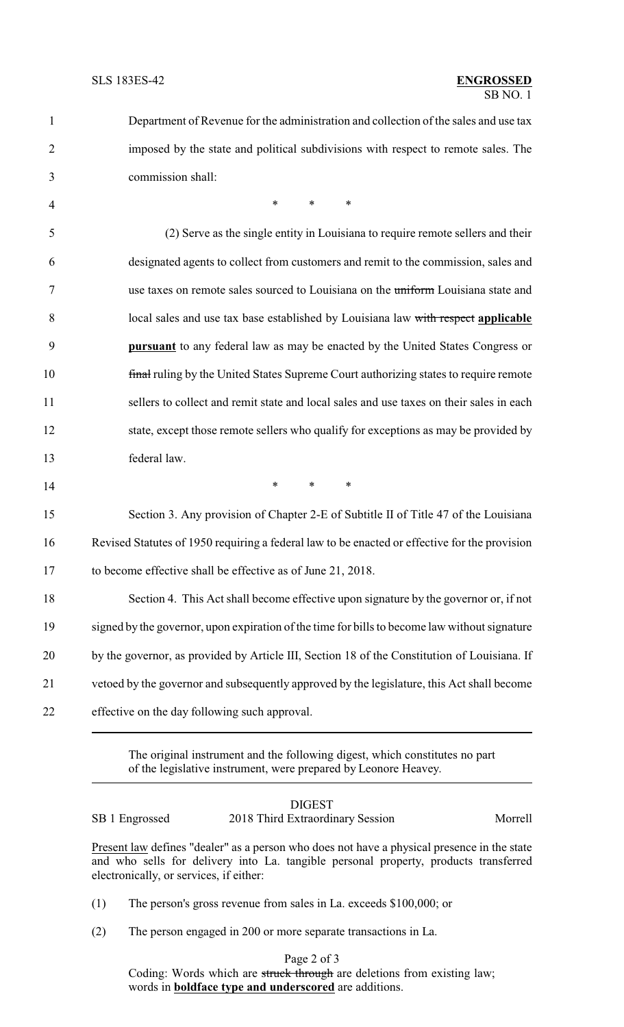Department of Revenue for the administration and collection of the sales and use tax imposed by the state and political subdivisions with respect to remote sales. The commission shall:

\* \* \*

(2) Serve as the single entity in Louisiana to require remote sellers and their designated agents to collect from customers and remit to the commission, sales and use taxes on remote sales sourced to Louisiana on the ~~uniform~~ Louisiana state and local sales and use tax base established by Louisiana law ~~with respect~~ **<u>applicable pursuant</u>** to any federal law as may be enacted by the United States Congress or ~~final~~ ruling by the United States Supreme Court authorizing states to require remote sellers to collect and remit state and local sales and use taxes on their sales in each state, except those remote sellers who qualify for exceptions as may be provided by federal law.

\* \* \*

Section 3. Any provision of Chapter 2-E of Subtitle II of Title 47 of the Louisiana Revised Statutes of 1950 requiring a federal law to be enacted or effective for the provision to become effective shall be effective as of June 21, 2018.

Section 4. This Act shall become effective upon signature by the governor or, if not signed by the governor, upon expiration of the time for bills to become law without signature by the governor, as provided by Article III, Section 18 of the Constitution of Louisiana. If vetoed by the governor and subsequently approved by the legislature, this Act shall become effective on the day following such approval.

---

The original instrument and the following digest, which constitutes no part of the legislative instrument, were prepared by Leonore Heavey.

---

## DIGEST

SB 1 Engrossed — 2018 Third Extraordinary Session — Morrell

<u>Present law</u> defines "dealer" as a person who does not have a physical presence in the state and who sells for delivery into La. tangible personal property, products transferred electronically, or services, if either:

(1) The person's gross revenue from sales in La. exceeds $100,000; or

(2) The person engaged in 200 or more separate transactions in La.

Coding: Words which are ~~struck through~~ are deletions from existing law; words in **<u>boldface type and underscored</u>** are additions.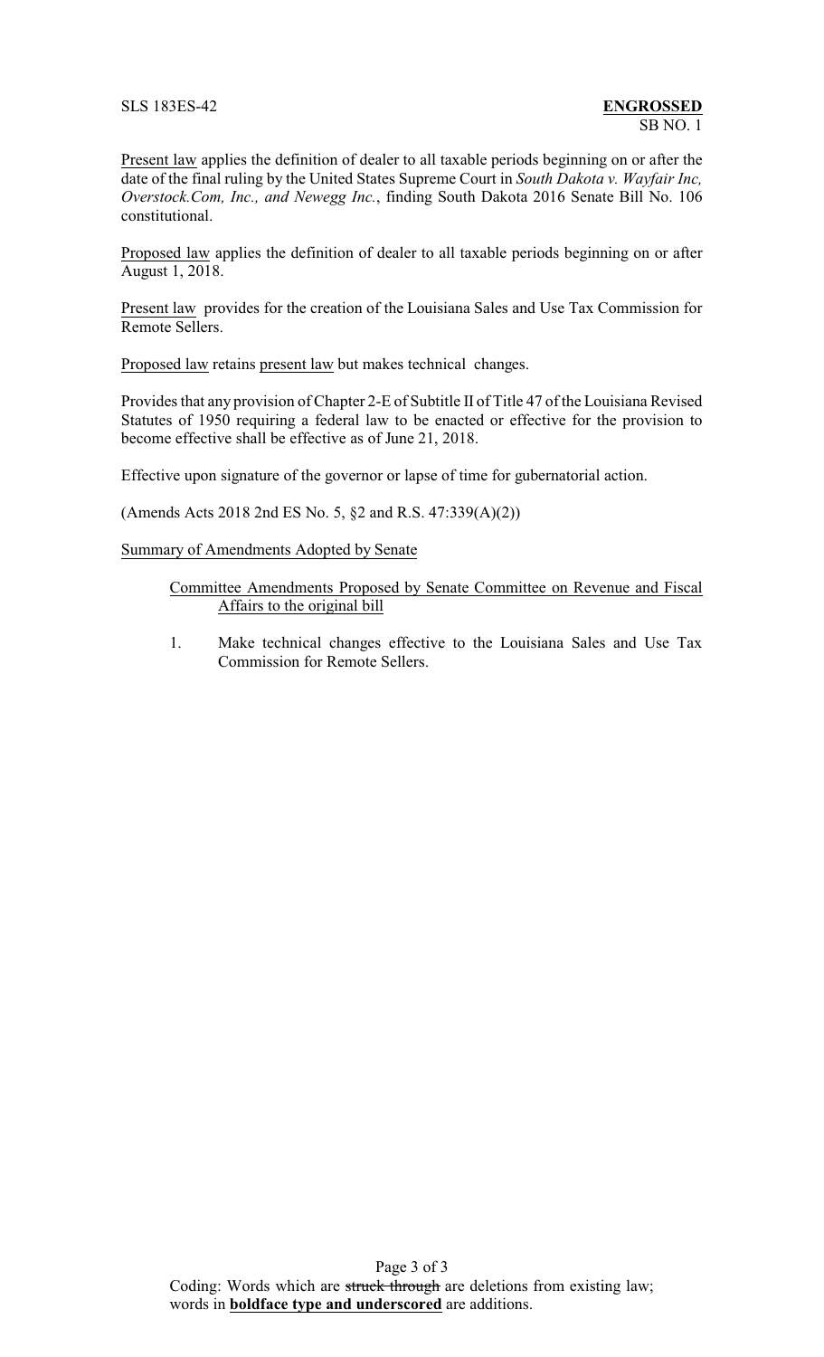Present law applies the definition of dealer to all taxable periods beginning on or after the date of the final ruling by the United States Supreme Court in *South Dakota v. Wayfair Inc, Overstock.Com, Inc., and Newegg Inc.*, finding South Dakota 2016 Senate Bill No. 106 constitutional.

Proposed law applies the definition of dealer to all taxable periods beginning on or after August 1, 2018.

Present law provides for the creation of the Louisiana Sales and Use Tax Commission for Remote Sellers.

Proposed law retains present law but makes technical changes.

Provides that any provision of Chapter 2-E of Subtitle II of Title 47 of the Louisiana Revised Statutes of 1950 requiring a federal law to be enacted or effective for the provision to become effective shall be effective as of June 21, 2018.

Effective upon signature of the governor or lapse of time for gubernatorial action.

(Amends Acts 2018 2nd ES No. 5, §2 and R.S. 47:339(A)(2))

Summary of Amendments Adopted by Senate

Committee Amendments Proposed by Senate Committee on Revenue and Fiscal Affairs to the original bill

1. Make technical changes effective to the Louisiana Sales and Use Tax Commission for Remote Sellers.

Coding: Words which are ~~struck through~~ are deletions from existing law; words in **boldface type and underscored** are additions.